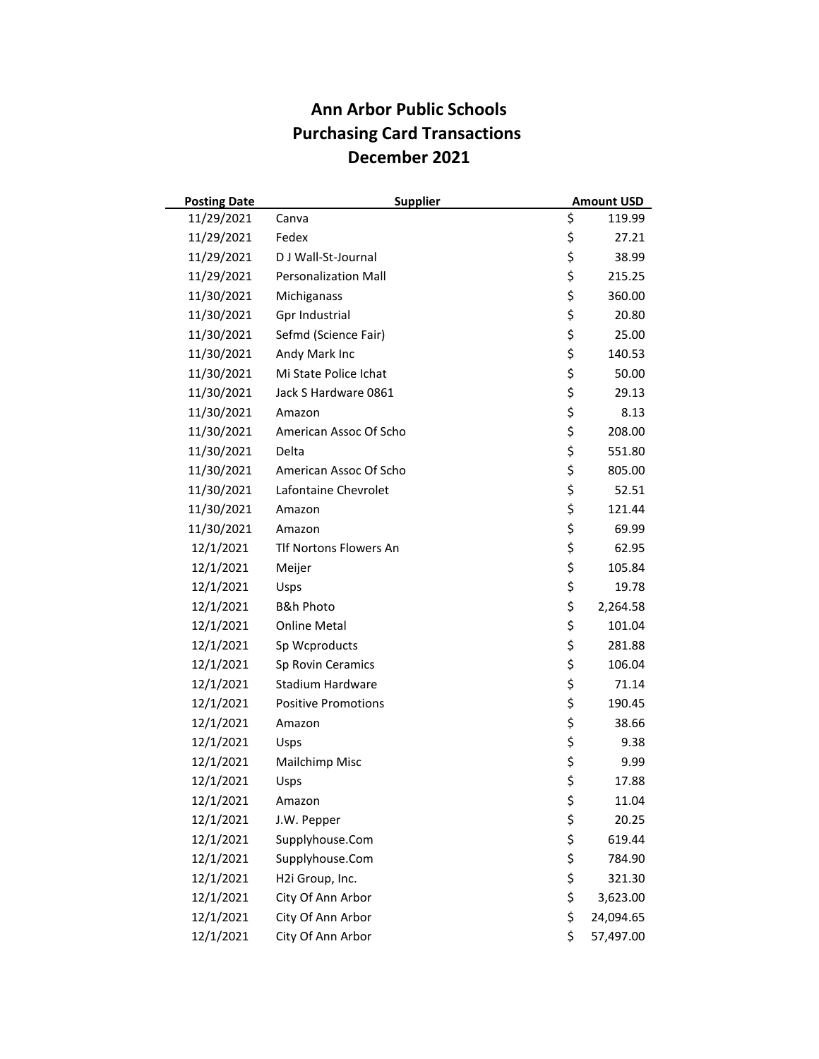# Ann Arbor Public Schools
## Purchasing Card Transactions
## December 2021

| Posting Date | Supplier | Amount USD |
|---|---|---|
| 11/29/2021 | Canva | $ 119.99 |
| 11/29/2021 | Fedex | $ 27.21 |
| 11/29/2021 | D J Wall-St-Journal | $ 38.99 |
| 11/29/2021 | Personalization Mall | $ 215.25 |
| 11/30/2021 | Michiganass | $ 360.00 |
| 11/30/2021 | Gpr Industrial | $ 20.80 |
| 11/30/2021 | Sefmd (Science Fair) | $ 25.00 |
| 11/30/2021 | Andy Mark Inc | $ 140.53 |
| 11/30/2021 | Mi State Police Ichat | $ 50.00 |
| 11/30/2021 | Jack S Hardware 0861 | $ 29.13 |
| 11/30/2021 | Amazon | $ 8.13 |
| 11/30/2021 | American Assoc Of Scho | $ 208.00 |
| 11/30/2021 | Delta | $ 551.80 |
| 11/30/2021 | American Assoc Of Scho | $ 805.00 |
| 11/30/2021 | Lafontaine Chevrolet | $ 52.51 |
| 11/30/2021 | Amazon | $ 121.44 |
| 11/30/2021 | Amazon | $ 69.99 |
| 12/1/2021 | Tlf Nortons Flowers An | $ 62.95 |
| 12/1/2021 | Meijer | $ 105.84 |
| 12/1/2021 | Usps | $ 19.78 |
| 12/1/2021 | B&h Photo | $ 2,264.58 |
| 12/1/2021 | Online Metal | $ 101.04 |
| 12/1/2021 | Sp Wcproducts | $ 281.88 |
| 12/1/2021 | Sp Rovin Ceramics | $ 106.04 |
| 12/1/2021 | Stadium Hardware | $ 71.14 |
| 12/1/2021 | Positive Promotions | $ 190.45 |
| 12/1/2021 | Amazon | $ 38.66 |
| 12/1/2021 | Usps | $ 9.38 |
| 12/1/2021 | Mailchimp Misc | $ 9.99 |
| 12/1/2021 | Usps | $ 17.88 |
| 12/1/2021 | Amazon | $ 11.04 |
| 12/1/2021 | J.W. Pepper | $ 20.25 |
| 12/1/2021 | Supplyhouse.Com | $ 619.44 |
| 12/1/2021 | Supplyhouse.Com | $ 784.90 |
| 12/1/2021 | H2i Group, Inc. | $ 321.30 |
| 12/1/2021 | City Of Ann Arbor | $ 3,623.00 |
| 12/1/2021 | City Of Ann Arbor | $ 24,094.65 |
| 12/1/2021 | City Of Ann Arbor | $ 57,497.00 |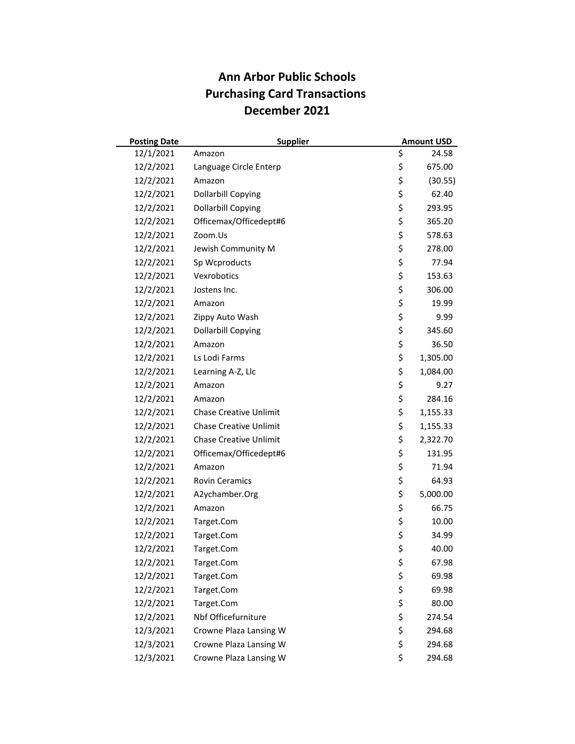# Ann Arbor Public Schools
## Purchasing Card Transactions
## December 2021

| Posting Date | Supplier | Amount USD |
|---|---|---|
| 12/1/2021 | Amazon | $ 24.58 |
| 12/2/2021 | Language Circle Enterp | $ 675.00 |
| 12/2/2021 | Amazon | $ (30.55) |
| 12/2/2021 | Dollarbill Copying | $ 62.40 |
| 12/2/2021 | Dollarbill Copying | $ 293.95 |
| 12/2/2021 | Officemax/Officedept#6 | $ 365.20 |
| 12/2/2021 | Zoom.Us | $ 578.63 |
| 12/2/2021 | Jewish Community M | $ 278.00 |
| 12/2/2021 | Sp Wcproducts | $ 77.94 |
| 12/2/2021 | Vexrobotics | $ 153.63 |
| 12/2/2021 | Jostens Inc. | $ 306.00 |
| 12/2/2021 | Amazon | $ 19.99 |
| 12/2/2021 | Zippy Auto Wash | $ 9.99 |
| 12/2/2021 | Dollarbill Copying | $ 345.60 |
| 12/2/2021 | Amazon | $ 36.50 |
| 12/2/2021 | Ls Lodi Farms | $ 1,305.00 |
| 12/2/2021 | Learning A-Z, Llc | $ 1,084.00 |
| 12/2/2021 | Amazon | $ 9.27 |
| 12/2/2021 | Amazon | $ 284.16 |
| 12/2/2021 | Chase Creative Unlimit | $ 1,155.33 |
| 12/2/2021 | Chase Creative Unlimit | $ 1,155.33 |
| 12/2/2021 | Chase Creative Unlimit | $ 2,322.70 |
| 12/2/2021 | Officemax/Officedept#6 | $ 131.95 |
| 12/2/2021 | Amazon | $ 71.94 |
| 12/2/2021 | Rovin Ceramics | $ 64.93 |
| 12/2/2021 | A2ychamber.Org | $ 5,000.00 |
| 12/2/2021 | Amazon | $ 66.75 |
| 12/2/2021 | Target.Com | $ 10.00 |
| 12/2/2021 | Target.Com | $ 34.99 |
| 12/2/2021 | Target.Com | $ 40.00 |
| 12/2/2021 | Target.Com | $ 67.98 |
| 12/2/2021 | Target.Com | $ 69.98 |
| 12/2/2021 | Target.Com | $ 69.98 |
| 12/2/2021 | Target.Com | $ 80.00 |
| 12/2/2021 | Nbf Officefurniture | $ 274.54 |
| 12/3/2021 | Crowne Plaza Lansing W | $ 294.68 |
| 12/3/2021 | Crowne Plaza Lansing W | $ 294.68 |
| 12/3/2021 | Crowne Plaza Lansing W | $ 294.68 |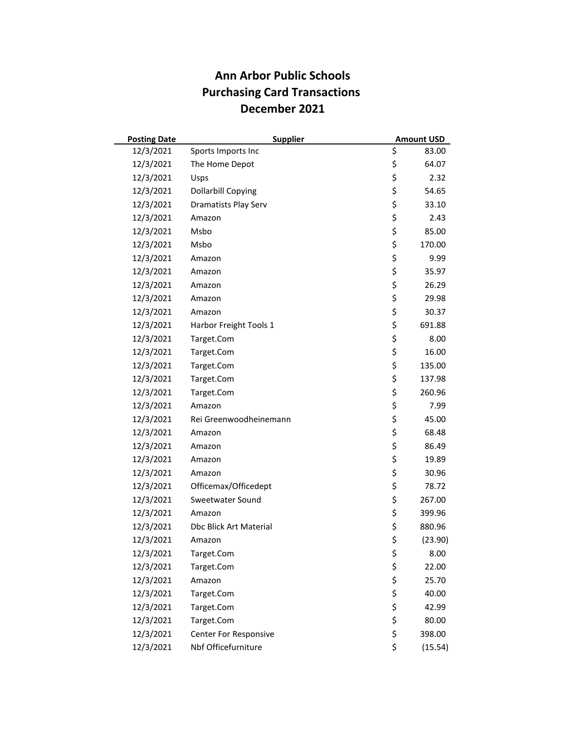# Ann Arbor Public Schools
# Purchasing Card Transactions
# December 2021

| Posting Date | Supplier | Amount USD |
|---|---|---|
| 12/3/2021 | Sports Imports Inc | $ 83.00 |
| 12/3/2021 | The Home Depot | $ 64.07 |
| 12/3/2021 | Usps | $ 2.32 |
| 12/3/2021 | Dollarbill Copying | $ 54.65 |
| 12/3/2021 | Dramatists Play Serv | $ 33.10 |
| 12/3/2021 | Amazon | $ 2.43 |
| 12/3/2021 | Msbo | $ 85.00 |
| 12/3/2021 | Msbo | $ 170.00 |
| 12/3/2021 | Amazon | $ 9.99 |
| 12/3/2021 | Amazon | $ 35.97 |
| 12/3/2021 | Amazon | $ 26.29 |
| 12/3/2021 | Amazon | $ 29.98 |
| 12/3/2021 | Amazon | $ 30.37 |
| 12/3/2021 | Harbor Freight Tools 1 | $ 691.88 |
| 12/3/2021 | Target.Com | $ 8.00 |
| 12/3/2021 | Target.Com | $ 16.00 |
| 12/3/2021 | Target.Com | $ 135.00 |
| 12/3/2021 | Target.Com | $ 137.98 |
| 12/3/2021 | Target.Com | $ 260.96 |
| 12/3/2021 | Amazon | $ 7.99 |
| 12/3/2021 | Rei Greenwoodheinemann | $ 45.00 |
| 12/3/2021 | Amazon | $ 68.48 |
| 12/3/2021 | Amazon | $ 86.49 |
| 12/3/2021 | Amazon | $ 19.89 |
| 12/3/2021 | Amazon | $ 30.96 |
| 12/3/2021 | Officemax/Officedept | $ 78.72 |
| 12/3/2021 | Sweetwater Sound | $ 267.00 |
| 12/3/2021 | Amazon | $ 399.96 |
| 12/3/2021 | Dbc Blick Art Material | $ 880.96 |
| 12/3/2021 | Amazon | $ (23.90) |
| 12/3/2021 | Target.Com | $ 8.00 |
| 12/3/2021 | Target.Com | $ 22.00 |
| 12/3/2021 | Amazon | $ 25.70 |
| 12/3/2021 | Target.Com | $ 40.00 |
| 12/3/2021 | Target.Com | $ 42.99 |
| 12/3/2021 | Target.Com | $ 80.00 |
| 12/3/2021 | Center For Responsive | $ 398.00 |
| 12/3/2021 | Nbf Officefurniture | $ (15.54) |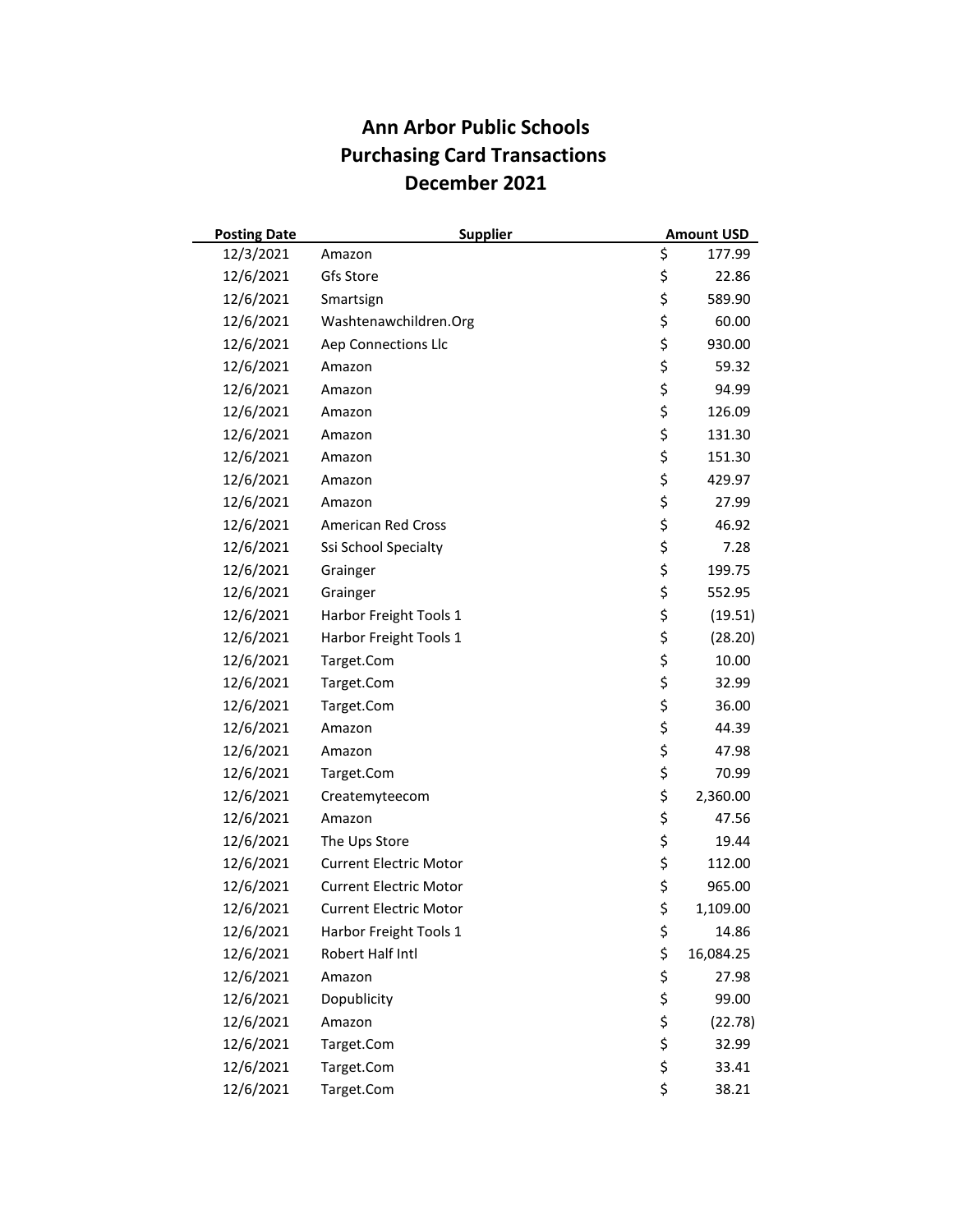# Ann Arbor Public Schools
## Purchasing Card Transactions
## December 2021

| Posting Date | Supplier | Amount USD |
|---|---|---|
| 12/3/2021 | Amazon | $ 177.99 |
| 12/6/2021 | Gfs Store | $ 22.86 |
| 12/6/2021 | Smartsign | $ 589.90 |
| 12/6/2021 | Washtenawchildren.Org | $ 60.00 |
| 12/6/2021 | Aep Connections Llc | $ 930.00 |
| 12/6/2021 | Amazon | $ 59.32 |
| 12/6/2021 | Amazon | $ 94.99 |
| 12/6/2021 | Amazon | $ 126.09 |
| 12/6/2021 | Amazon | $ 131.30 |
| 12/6/2021 | Amazon | $ 151.30 |
| 12/6/2021 | Amazon | $ 429.97 |
| 12/6/2021 | Amazon | $ 27.99 |
| 12/6/2021 | American Red Cross | $ 46.92 |
| 12/6/2021 | Ssi School Specialty | $ 7.28 |
| 12/6/2021 | Grainger | $ 199.75 |
| 12/6/2021 | Grainger | $ 552.95 |
| 12/6/2021 | Harbor Freight Tools 1 | $ (19.51) |
| 12/6/2021 | Harbor Freight Tools 1 | $ (28.20) |
| 12/6/2021 | Target.Com | $ 10.00 |
| 12/6/2021 | Target.Com | $ 32.99 |
| 12/6/2021 | Target.Com | $ 36.00 |
| 12/6/2021 | Amazon | $ 44.39 |
| 12/6/2021 | Amazon | $ 47.98 |
| 12/6/2021 | Target.Com | $ 70.99 |
| 12/6/2021 | Createmyteecom | $ 2,360.00 |
| 12/6/2021 | Amazon | $ 47.56 |
| 12/6/2021 | The Ups Store | $ 19.44 |
| 12/6/2021 | Current Electric Motor | $ 112.00 |
| 12/6/2021 | Current Electric Motor | $ 965.00 |
| 12/6/2021 | Current Electric Motor | $ 1,109.00 |
| 12/6/2021 | Harbor Freight Tools 1 | $ 14.86 |
| 12/6/2021 | Robert Half Intl | $ 16,084.25 |
| 12/6/2021 | Amazon | $ 27.98 |
| 12/6/2021 | Dopublicity | $ 99.00 |
| 12/6/2021 | Amazon | $ (22.78) |
| 12/6/2021 | Target.Com | $ 32.99 |
| 12/6/2021 | Target.Com | $ 33.41 |
| 12/6/2021 | Target.Com | $ 38.21 |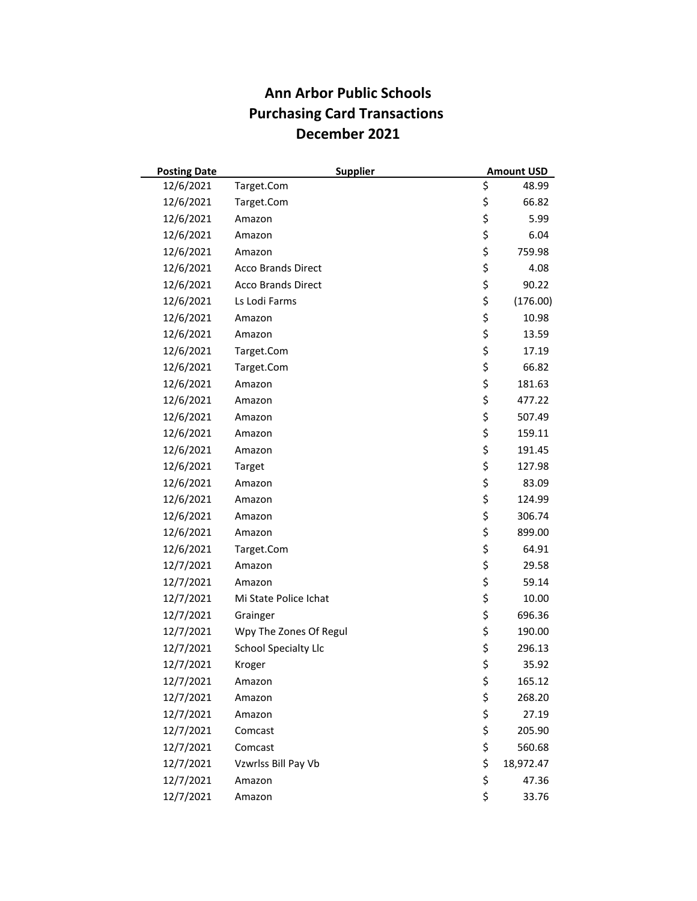# Ann Arbor Public Schools
## Purchasing Card Transactions
## December 2021

| Posting Date | Supplier | Amount USD |
|---|---|---|
| 12/6/2021 | Target.Com | $ 48.99 |
| 12/6/2021 | Target.Com | $ 66.82 |
| 12/6/2021 | Amazon | $ 5.99 |
| 12/6/2021 | Amazon | $ 6.04 |
| 12/6/2021 | Amazon | $ 759.98 |
| 12/6/2021 | Acco Brands Direct | $ 4.08 |
| 12/6/2021 | Acco Brands Direct | $ 90.22 |
| 12/6/2021 | Ls Lodi Farms | $ (176.00) |
| 12/6/2021 | Amazon | $ 10.98 |
| 12/6/2021 | Amazon | $ 13.59 |
| 12/6/2021 | Target.Com | $ 17.19 |
| 12/6/2021 | Target.Com | $ 66.82 |
| 12/6/2021 | Amazon | $ 181.63 |
| 12/6/2021 | Amazon | $ 477.22 |
| 12/6/2021 | Amazon | $ 507.49 |
| 12/6/2021 | Amazon | $ 159.11 |
| 12/6/2021 | Amazon | $ 191.45 |
| 12/6/2021 | Target | $ 127.98 |
| 12/6/2021 | Amazon | $ 83.09 |
| 12/6/2021 | Amazon | $ 124.99 |
| 12/6/2021 | Amazon | $ 306.74 |
| 12/6/2021 | Amazon | $ 899.00 |
| 12/6/2021 | Target.Com | $ 64.91 |
| 12/7/2021 | Amazon | $ 29.58 |
| 12/7/2021 | Amazon | $ 59.14 |
| 12/7/2021 | Mi State Police Ichat | $ 10.00 |
| 12/7/2021 | Grainger | $ 696.36 |
| 12/7/2021 | Wpy The Zones Of Regul | $ 190.00 |
| 12/7/2021 | School Specialty Llc | $ 296.13 |
| 12/7/2021 | Kroger | $ 35.92 |
| 12/7/2021 | Amazon | $ 165.12 |
| 12/7/2021 | Amazon | $ 268.20 |
| 12/7/2021 | Amazon | $ 27.19 |
| 12/7/2021 | Comcast | $ 205.90 |
| 12/7/2021 | Comcast | $ 560.68 |
| 12/7/2021 | Vzwrlss Bill Pay Vb | $ 18,972.47 |
| 12/7/2021 | Amazon | $ 47.36 |
| 12/7/2021 | Amazon | $ 33.76 |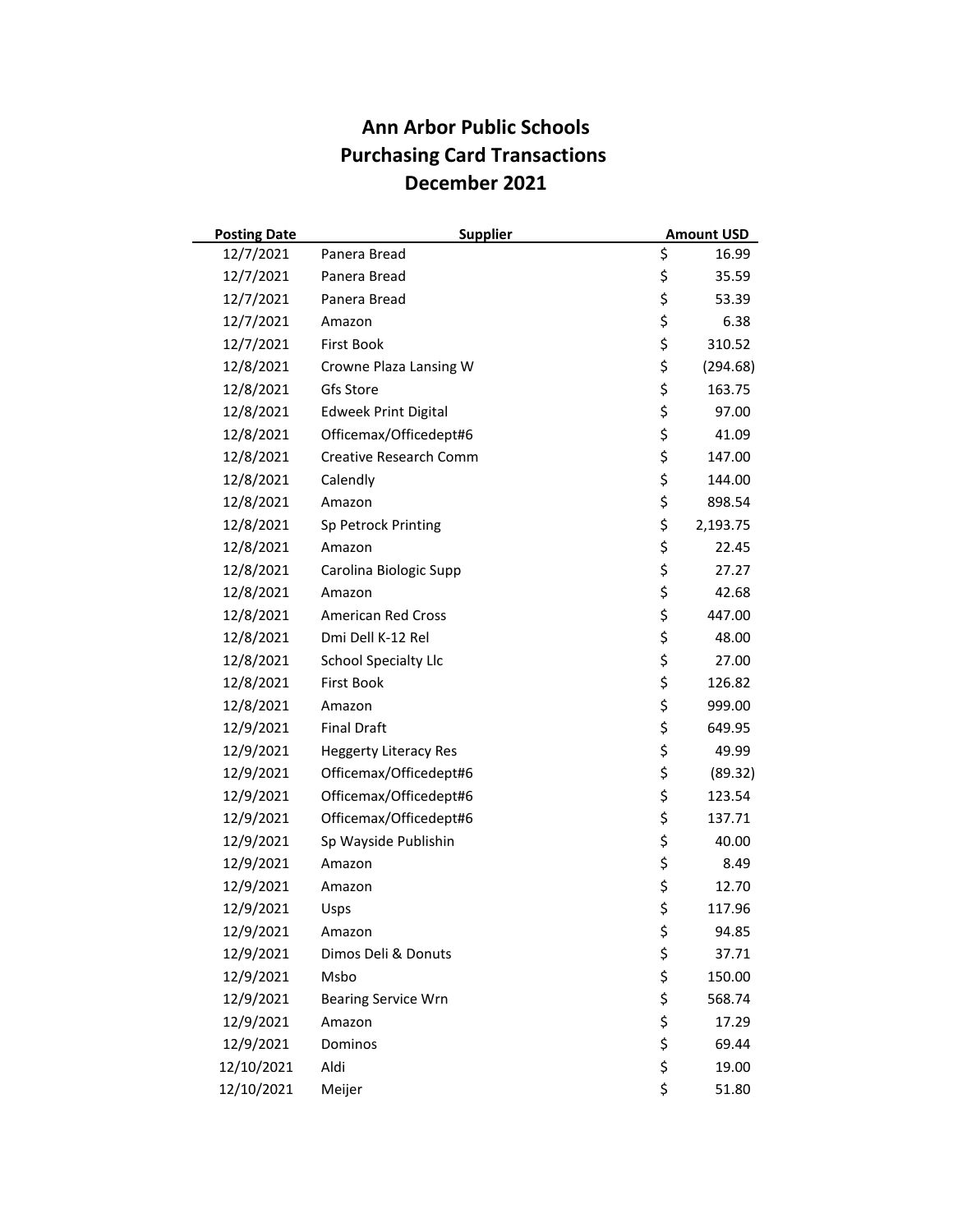# Ann Arbor Public Schools
## Purchasing Card Transactions
## December 2021

| Posting Date | Supplier | Amount USD |
|---|---|---|
| 12/7/2021 | Panera Bread | $ 16.99 |
| 12/7/2021 | Panera Bread | $ 35.59 |
| 12/7/2021 | Panera Bread | $ 53.39 |
| 12/7/2021 | Amazon | $ 6.38 |
| 12/7/2021 | First Book | $ 310.52 |
| 12/8/2021 | Crowne Plaza Lansing W | $ (294.68) |
| 12/8/2021 | Gfs Store | $ 163.75 |
| 12/8/2021 | Edweek Print Digital | $ 97.00 |
| 12/8/2021 | Officemax/Officedept#6 | $ 41.09 |
| 12/8/2021 | Creative Research Comm | $ 147.00 |
| 12/8/2021 | Calendly | $ 144.00 |
| 12/8/2021 | Amazon | $ 898.54 |
| 12/8/2021 | Sp Petrock Printing | $ 2,193.75 |
| 12/8/2021 | Amazon | $ 22.45 |
| 12/8/2021 | Carolina Biologic Supp | $ 27.27 |
| 12/8/2021 | Amazon | $ 42.68 |
| 12/8/2021 | American Red Cross | $ 447.00 |
| 12/8/2021 | Dmi Dell K-12 Rel | $ 48.00 |
| 12/8/2021 | School Specialty Llc | $ 27.00 |
| 12/8/2021 | First Book | $ 126.82 |
| 12/8/2021 | Amazon | $ 999.00 |
| 12/9/2021 | Final Draft | $ 649.95 |
| 12/9/2021 | Heggerty Literacy Res | $ 49.99 |
| 12/9/2021 | Officemax/Officedept#6 | $ (89.32) |
| 12/9/2021 | Officemax/Officedept#6 | $ 123.54 |
| 12/9/2021 | Officemax/Officedept#6 | $ 137.71 |
| 12/9/2021 | Sp Wayside Publishin | $ 40.00 |
| 12/9/2021 | Amazon | $ 8.49 |
| 12/9/2021 | Amazon | $ 12.70 |
| 12/9/2021 | Usps | $ 117.96 |
| 12/9/2021 | Amazon | $ 94.85 |
| 12/9/2021 | Dimos Deli & Donuts | $ 37.71 |
| 12/9/2021 | Msbo | $ 150.00 |
| 12/9/2021 | Bearing Service Wrn | $ 568.74 |
| 12/9/2021 | Amazon | $ 17.29 |
| 12/9/2021 | Dominos | $ 69.44 |
| 12/10/2021 | Aldi | $ 19.00 |
| 12/10/2021 | Meijer | $ 51.80 |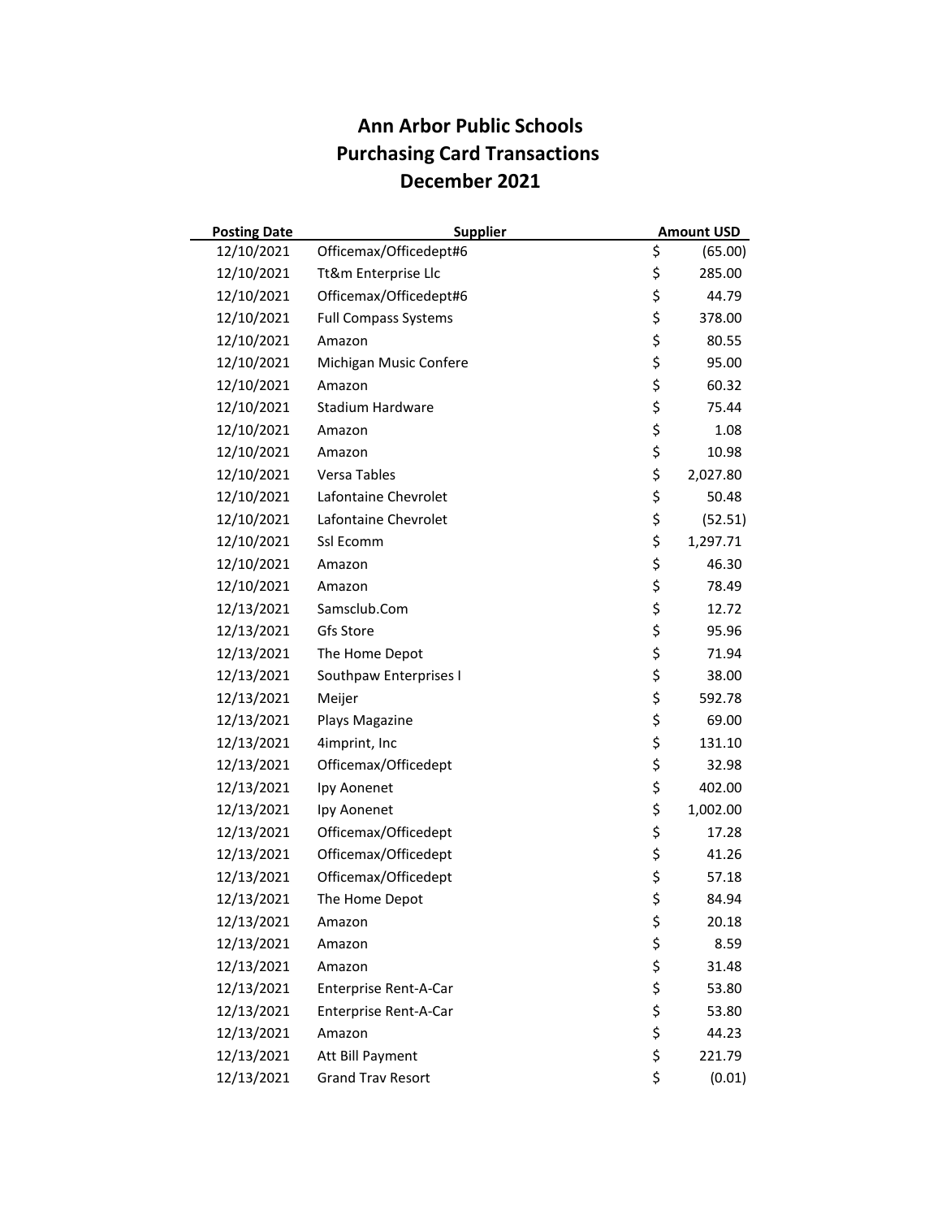# Ann Arbor Public Schools
# Purchasing Card Transactions
# December 2021

| Posting Date | Supplier | Amount USD |
|---|---|---|
| 12/10/2021 | Officemax/Officedept#6 | $ (65.00) |
| 12/10/2021 | Tt&m Enterprise Llc | $ 285.00 |
| 12/10/2021 | Officemax/Officedept#6 | $ 44.79 |
| 12/10/2021 | Full Compass Systems | $ 378.00 |
| 12/10/2021 | Amazon | $ 80.55 |
| 12/10/2021 | Michigan Music Confere | $ 95.00 |
| 12/10/2021 | Amazon | $ 60.32 |
| 12/10/2021 | Stadium Hardware | $ 75.44 |
| 12/10/2021 | Amazon | $ 1.08 |
| 12/10/2021 | Amazon | $ 10.98 |
| 12/10/2021 | Versa Tables | $ 2,027.80 |
| 12/10/2021 | Lafontaine Chevrolet | $ 50.48 |
| 12/10/2021 | Lafontaine Chevrolet | $ (52.51) |
| 12/10/2021 | Ssl Ecomm | $ 1,297.71 |
| 12/10/2021 | Amazon | $ 46.30 |
| 12/10/2021 | Amazon | $ 78.49 |
| 12/13/2021 | Samsclub.Com | $ 12.72 |
| 12/13/2021 | Gfs Store | $ 95.96 |
| 12/13/2021 | The Home Depot | $ 71.94 |
| 12/13/2021 | Southpaw Enterprises I | $ 38.00 |
| 12/13/2021 | Meijer | $ 592.78 |
| 12/13/2021 | Plays Magazine | $ 69.00 |
| 12/13/2021 | 4imprint, Inc | $ 131.10 |
| 12/13/2021 | Officemax/Officedept | $ 32.98 |
| 12/13/2021 | Ipy Aonenet | $ 402.00 |
| 12/13/2021 | Ipy Aonenet | $ 1,002.00 |
| 12/13/2021 | Officemax/Officedept | $ 17.28 |
| 12/13/2021 | Officemax/Officedept | $ 41.26 |
| 12/13/2021 | Officemax/Officedept | $ 57.18 |
| 12/13/2021 | The Home Depot | $ 84.94 |
| 12/13/2021 | Amazon | $ 20.18 |
| 12/13/2021 | Amazon | $ 8.59 |
| 12/13/2021 | Amazon | $ 31.48 |
| 12/13/2021 | Enterprise Rent-A-Car | $ 53.80 |
| 12/13/2021 | Enterprise Rent-A-Car | $ 53.80 |
| 12/13/2021 | Amazon | $ 44.23 |
| 12/13/2021 | Att Bill Payment | $ 221.79 |
| 12/13/2021 | Grand Trav Resort | $ (0.01) |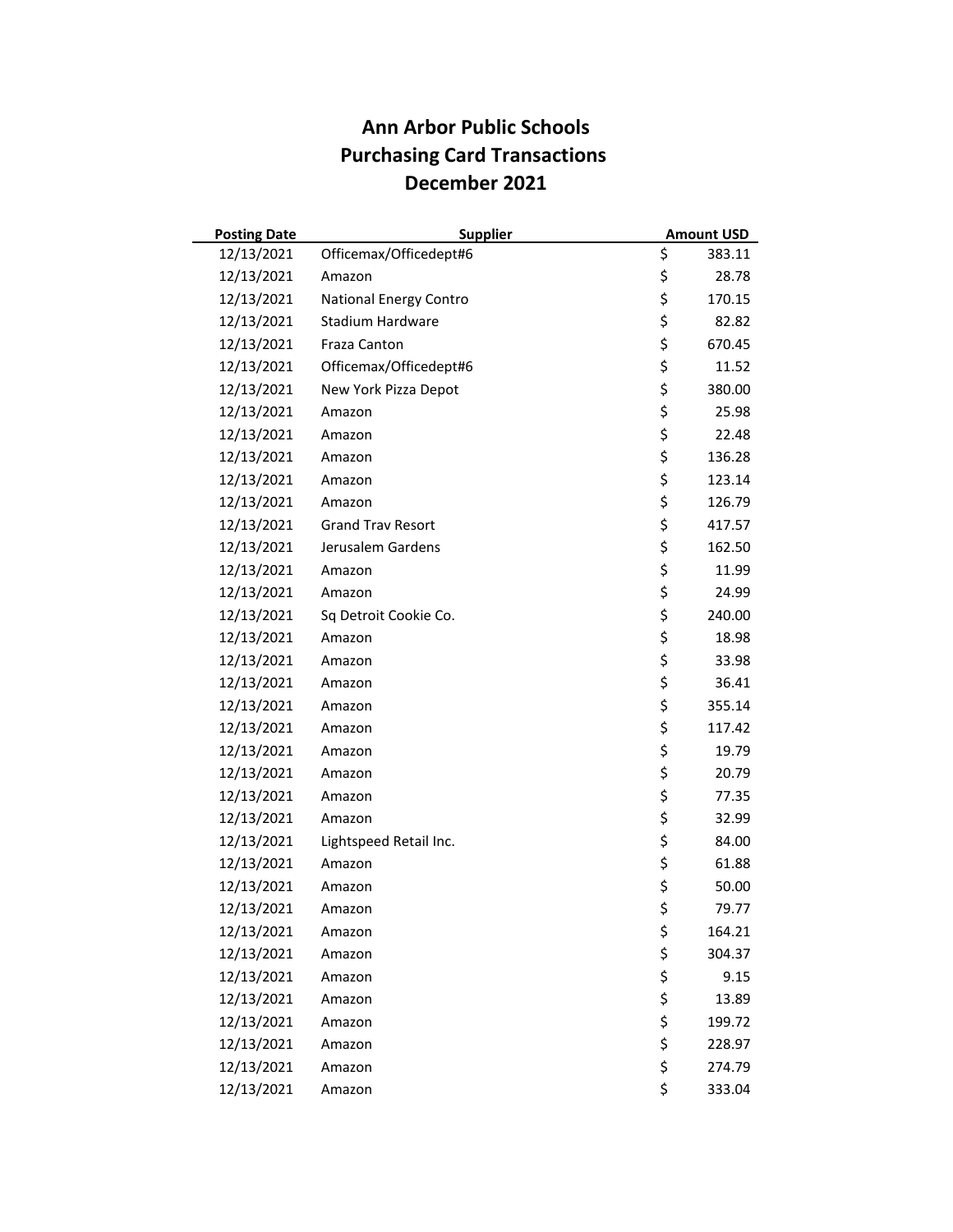# Ann Arbor Public Schools
## Purchasing Card Transactions
## December 2021

| Posting Date | Supplier | Amount USD |
|---|---|---|
| 12/13/2021 | Officemax/Officedept#6 | $ 383.11 |
| 12/13/2021 | Amazon | $ 28.78 |
| 12/13/2021 | National Energy Contro | $ 170.15 |
| 12/13/2021 | Stadium Hardware | $ 82.82 |
| 12/13/2021 | Fraza Canton | $ 670.45 |
| 12/13/2021 | Officemax/Officedept#6 | $ 11.52 |
| 12/13/2021 | New York Pizza Depot | $ 380.00 |
| 12/13/2021 | Amazon | $ 25.98 |
| 12/13/2021 | Amazon | $ 22.48 |
| 12/13/2021 | Amazon | $ 136.28 |
| 12/13/2021 | Amazon | $ 123.14 |
| 12/13/2021 | Amazon | $ 126.79 |
| 12/13/2021 | Grand Trav Resort | $ 417.57 |
| 12/13/2021 | Jerusalem Gardens | $ 162.50 |
| 12/13/2021 | Amazon | $ 11.99 |
| 12/13/2021 | Amazon | $ 24.99 |
| 12/13/2021 | Sq Detroit Cookie Co. | $ 240.00 |
| 12/13/2021 | Amazon | $ 18.98 |
| 12/13/2021 | Amazon | $ 33.98 |
| 12/13/2021 | Amazon | $ 36.41 |
| 12/13/2021 | Amazon | $ 355.14 |
| 12/13/2021 | Amazon | $ 117.42 |
| 12/13/2021 | Amazon | $ 19.79 |
| 12/13/2021 | Amazon | $ 20.79 |
| 12/13/2021 | Amazon | $ 77.35 |
| 12/13/2021 | Amazon | $ 32.99 |
| 12/13/2021 | Lightspeed Retail Inc. | $ 84.00 |
| 12/13/2021 | Amazon | $ 61.88 |
| 12/13/2021 | Amazon | $ 50.00 |
| 12/13/2021 | Amazon | $ 79.77 |
| 12/13/2021 | Amazon | $ 164.21 |
| 12/13/2021 | Amazon | $ 304.37 |
| 12/13/2021 | Amazon | $ 9.15 |
| 12/13/2021 | Amazon | $ 13.89 |
| 12/13/2021 | Amazon | $ 199.72 |
| 12/13/2021 | Amazon | $ 228.97 |
| 12/13/2021 | Amazon | $ 274.79 |
| 12/13/2021 | Amazon | $ 333.04 |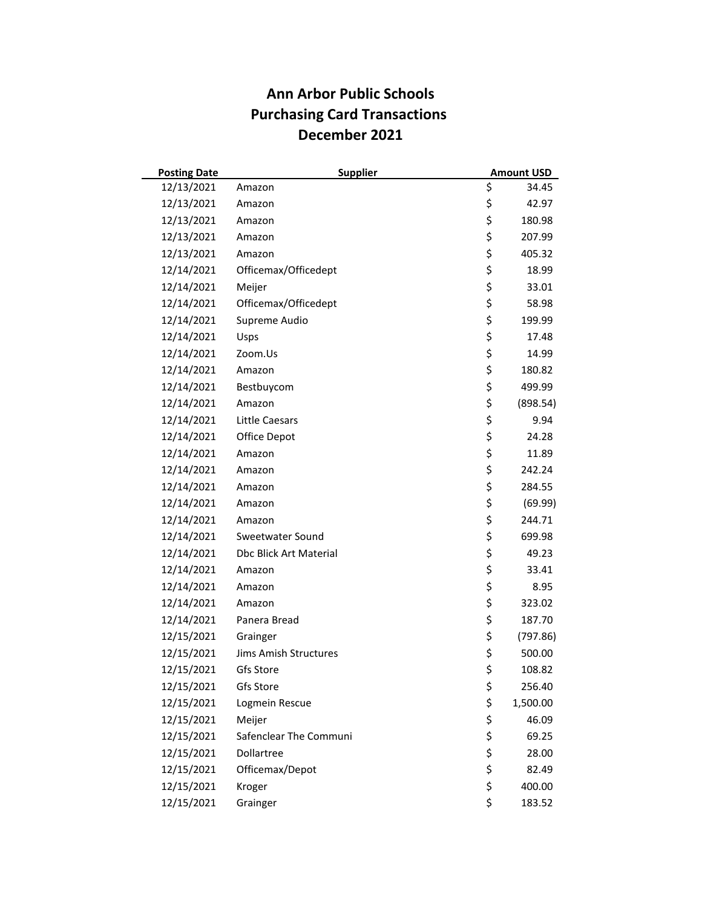# Ann Arbor Public Schools
## Purchasing Card Transactions
## December 2021

| Posting Date | Supplier | Amount USD |
|---|---|---|
| 12/13/2021 | Amazon | $ 34.45 |
| 12/13/2021 | Amazon | $ 42.97 |
| 12/13/2021 | Amazon | $ 180.98 |
| 12/13/2021 | Amazon | $ 207.99 |
| 12/13/2021 | Amazon | $ 405.32 |
| 12/14/2021 | Officemax/Officedept | $ 18.99 |
| 12/14/2021 | Meijer | $ 33.01 |
| 12/14/2021 | Officemax/Officedept | $ 58.98 |
| 12/14/2021 | Supreme Audio | $ 199.99 |
| 12/14/2021 | Usps | $ 17.48 |
| 12/14/2021 | Zoom.Us | $ 14.99 |
| 12/14/2021 | Amazon | $ 180.82 |
| 12/14/2021 | Bestbuycom | $ 499.99 |
| 12/14/2021 | Amazon | $ (898.54) |
| 12/14/2021 | Little Caesars | $ 9.94 |
| 12/14/2021 | Office Depot | $ 24.28 |
| 12/14/2021 | Amazon | $ 11.89 |
| 12/14/2021 | Amazon | $ 242.24 |
| 12/14/2021 | Amazon | $ 284.55 |
| 12/14/2021 | Amazon | $ (69.99) |
| 12/14/2021 | Amazon | $ 244.71 |
| 12/14/2021 | Sweetwater Sound | $ 699.98 |
| 12/14/2021 | Dbc Blick Art Material | $ 49.23 |
| 12/14/2021 | Amazon | $ 33.41 |
| 12/14/2021 | Amazon | $ 8.95 |
| 12/14/2021 | Amazon | $ 323.02 |
| 12/14/2021 | Panera Bread | $ 187.70 |
| 12/15/2021 | Grainger | $ (797.86) |
| 12/15/2021 | Jims Amish Structures | $ 500.00 |
| 12/15/2021 | Gfs Store | $ 108.82 |
| 12/15/2021 | Gfs Store | $ 256.40 |
| 12/15/2021 | Logmein Rescue | $ 1,500.00 |
| 12/15/2021 | Meijer | $ 46.09 |
| 12/15/2021 | Safenclear The Communi | $ 69.25 |
| 12/15/2021 | Dollartree | $ 28.00 |
| 12/15/2021 | Officemax/Depot | $ 82.49 |
| 12/15/2021 | Kroger | $ 400.00 |
| 12/15/2021 | Grainger | $ 183.52 |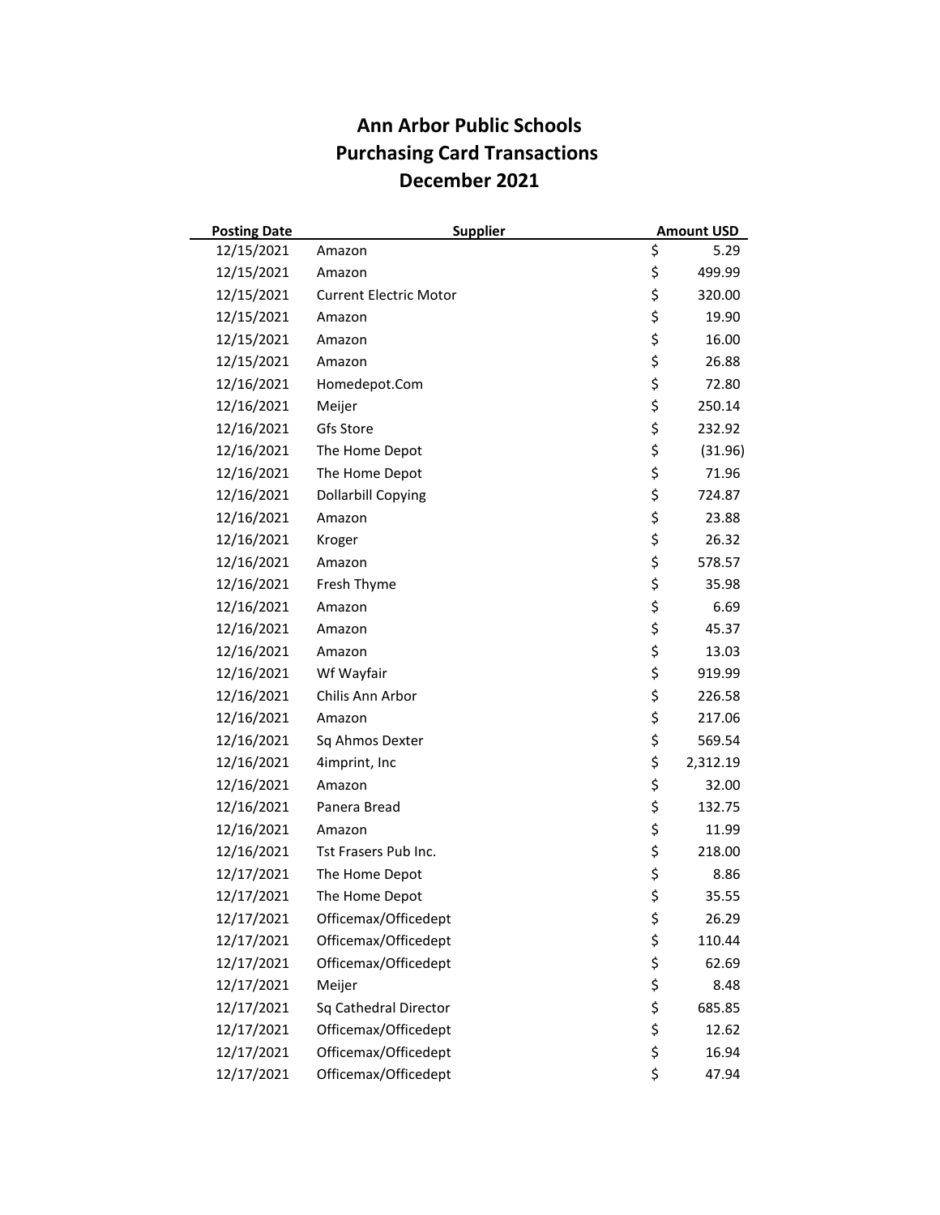# Ann Arbor Public Schools
# Purchasing Card Transactions
# December 2021

| Posting Date | Supplier | Amount USD |
|---|---|---|
| 12/15/2021 | Amazon | $ 5.29 |
| 12/15/2021 | Amazon | $ 499.99 |
| 12/15/2021 | Current Electric Motor | $ 320.00 |
| 12/15/2021 | Amazon | $ 19.90 |
| 12/15/2021 | Amazon | $ 16.00 |
| 12/15/2021 | Amazon | $ 26.88 |
| 12/16/2021 | Homedepot.Com | $ 72.80 |
| 12/16/2021 | Meijer | $ 250.14 |
| 12/16/2021 | Gfs Store | $ 232.92 |
| 12/16/2021 | The Home Depot | $ (31.96) |
| 12/16/2021 | The Home Depot | $ 71.96 |
| 12/16/2021 | Dollarbill Copying | $ 724.87 |
| 12/16/2021 | Amazon | $ 23.88 |
| 12/16/2021 | Kroger | $ 26.32 |
| 12/16/2021 | Amazon | $ 578.57 |
| 12/16/2021 | Fresh Thyme | $ 35.98 |
| 12/16/2021 | Amazon | $ 6.69 |
| 12/16/2021 | Amazon | $ 45.37 |
| 12/16/2021 | Amazon | $ 13.03 |
| 12/16/2021 | Wf Wayfair | $ 919.99 |
| 12/16/2021 | Chilis Ann Arbor | $ 226.58 |
| 12/16/2021 | Amazon | $ 217.06 |
| 12/16/2021 | Sq Ahmos Dexter | $ 569.54 |
| 12/16/2021 | 4imprint, Inc | $ 2,312.19 |
| 12/16/2021 | Amazon | $ 32.00 |
| 12/16/2021 | Panera Bread | $ 132.75 |
| 12/16/2021 | Amazon | $ 11.99 |
| 12/16/2021 | Tst Frasers Pub Inc. | $ 218.00 |
| 12/17/2021 | The Home Depot | $ 8.86 |
| 12/17/2021 | The Home Depot | $ 35.55 |
| 12/17/2021 | Officemax/Officedept | $ 26.29 |
| 12/17/2021 | Officemax/Officedept | $ 110.44 |
| 12/17/2021 | Officemax/Officedept | $ 62.69 |
| 12/17/2021 | Meijer | $ 8.48 |
| 12/17/2021 | Sq Cathedral Director | $ 685.85 |
| 12/17/2021 | Officemax/Officedept | $ 12.62 |
| 12/17/2021 | Officemax/Officedept | $ 16.94 |
| 12/17/2021 | Officemax/Officedept | $ 47.94 |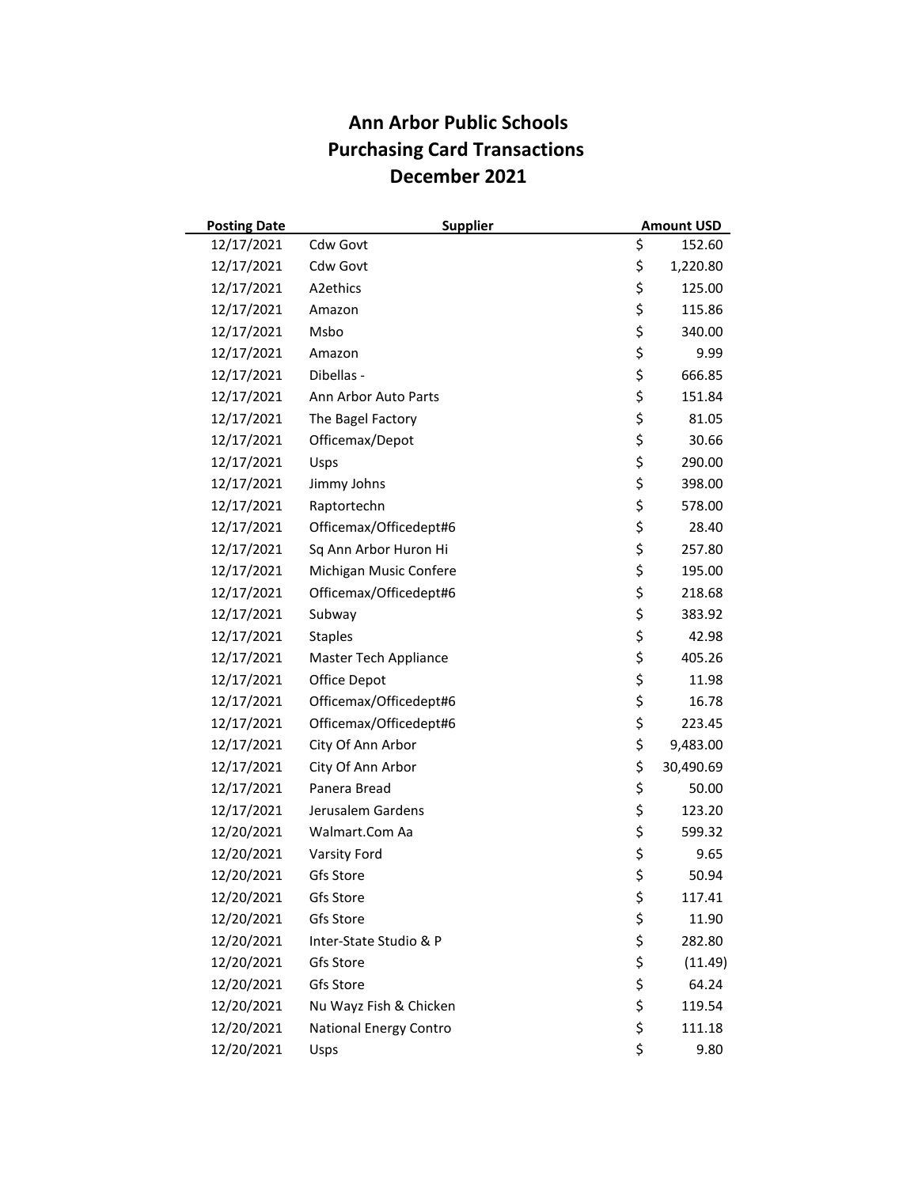# Ann Arbor Public Schools
# Purchasing Card Transactions
# December 2021

| Posting Date | Supplier | Amount USD |
|---|---|---|
| 12/17/2021 | Cdw Govt | $ 152.60 |
| 12/17/2021 | Cdw Govt | $ 1,220.80 |
| 12/17/2021 | A2ethics | $ 125.00 |
| 12/17/2021 | Amazon | $ 115.86 |
| 12/17/2021 | Msbo | $ 340.00 |
| 12/17/2021 | Amazon | $ 9.99 |
| 12/17/2021 | Dibellas - | $ 666.85 |
| 12/17/2021 | Ann Arbor Auto Parts | $ 151.84 |
| 12/17/2021 | The Bagel Factory | $ 81.05 |
| 12/17/2021 | Officemax/Depot | $ 30.66 |
| 12/17/2021 | Usps | $ 290.00 |
| 12/17/2021 | Jimmy Johns | $ 398.00 |
| 12/17/2021 | Raptortechn | $ 578.00 |
| 12/17/2021 | Officemax/Officedept#6 | $ 28.40 |
| 12/17/2021 | Sq Ann Arbor Huron Hi | $ 257.80 |
| 12/17/2021 | Michigan Music Confere | $ 195.00 |
| 12/17/2021 | Officemax/Officedept#6 | $ 218.68 |
| 12/17/2021 | Subway | $ 383.92 |
| 12/17/2021 | Staples | $ 42.98 |
| 12/17/2021 | Master Tech Appliance | $ 405.26 |
| 12/17/2021 | Office Depot | $ 11.98 |
| 12/17/2021 | Officemax/Officedept#6 | $ 16.78 |
| 12/17/2021 | Officemax/Officedept#6 | $ 223.45 |
| 12/17/2021 | City Of Ann Arbor | $ 9,483.00 |
| 12/17/2021 | City Of Ann Arbor | $ 30,490.69 |
| 12/17/2021 | Panera Bread | $ 50.00 |
| 12/17/2021 | Jerusalem Gardens | $ 123.20 |
| 12/20/2021 | Walmart.Com Aa | $ 599.32 |
| 12/20/2021 | Varsity Ford | $ 9.65 |
| 12/20/2021 | Gfs Store | $ 50.94 |
| 12/20/2021 | Gfs Store | $ 117.41 |
| 12/20/2021 | Gfs Store | $ 11.90 |
| 12/20/2021 | Inter-State Studio & P | $ 282.80 |
| 12/20/2021 | Gfs Store | $ (11.49) |
| 12/20/2021 | Gfs Store | $ 64.24 |
| 12/20/2021 | Nu Wayz Fish & Chicken | $ 119.54 |
| 12/20/2021 | National Energy Contro | $ 111.18 |
| 12/20/2021 | Usps | $ 9.80 |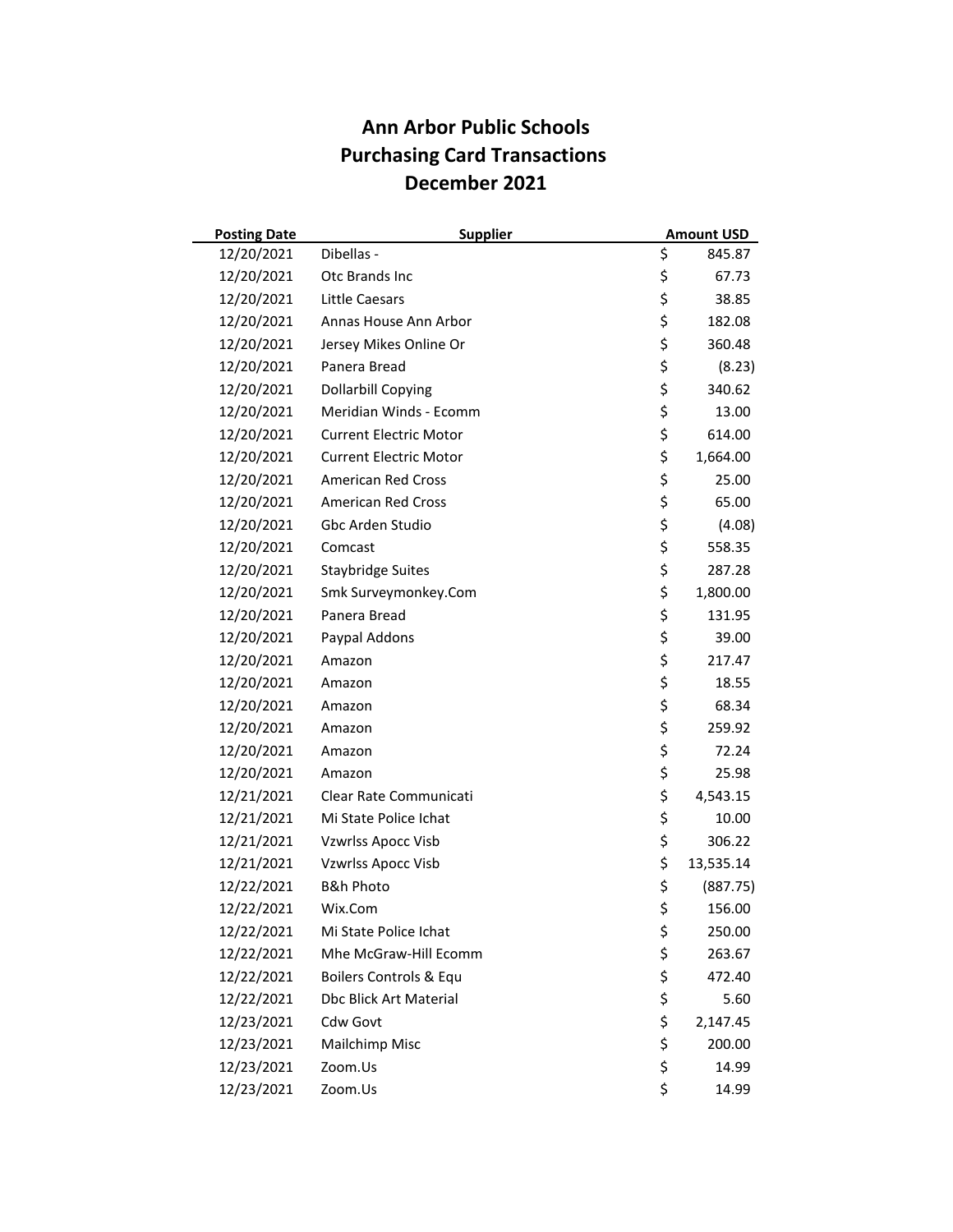# Ann Arbor Public Schools
# Purchasing Card Transactions
# December 2021

| Posting Date | Supplier | Amount USD |
|---|---|---|
| 12/20/2021 | Dibellas - | $ 845.87 |
| 12/20/2021 | Otc Brands Inc | $ 67.73 |
| 12/20/2021 | Little Caesars | $ 38.85 |
| 12/20/2021 | Annas House Ann Arbor | $ 182.08 |
| 12/20/2021 | Jersey Mikes Online Or | $ 360.48 |
| 12/20/2021 | Panera Bread | $ (8.23) |
| 12/20/2021 | Dollarbill Copying | $ 340.62 |
| 12/20/2021 | Meridian Winds - Ecomm | $ 13.00 |
| 12/20/2021 | Current Electric Motor | $ 614.00 |
| 12/20/2021 | Current Electric Motor | $ 1,664.00 |
| 12/20/2021 | American Red Cross | $ 25.00 |
| 12/20/2021 | American Red Cross | $ 65.00 |
| 12/20/2021 | Gbc Arden Studio | $ (4.08) |
| 12/20/2021 | Comcast | $ 558.35 |
| 12/20/2021 | Staybridge Suites | $ 287.28 |
| 12/20/2021 | Smk Surveymonkey.Com | $ 1,800.00 |
| 12/20/2021 | Panera Bread | $ 131.95 |
| 12/20/2021 | Paypal Addons | $ 39.00 |
| 12/20/2021 | Amazon | $ 217.47 |
| 12/20/2021 | Amazon | $ 18.55 |
| 12/20/2021 | Amazon | $ 68.34 |
| 12/20/2021 | Amazon | $ 259.92 |
| 12/20/2021 | Amazon | $ 72.24 |
| 12/20/2021 | Amazon | $ 25.98 |
| 12/21/2021 | Clear Rate Communicati | $ 4,543.15 |
| 12/21/2021 | Mi State Police Ichat | $ 10.00 |
| 12/21/2021 | Vzwrlss Apocc Visb | $ 306.22 |
| 12/21/2021 | Vzwrlss Apocc Visb | $ 13,535.14 |
| 12/22/2021 | B&h Photo | $ (887.75) |
| 12/22/2021 | Wix.Com | $ 156.00 |
| 12/22/2021 | Mi State Police Ichat | $ 250.00 |
| 12/22/2021 | Mhe McGraw-Hill Ecomm | $ 263.67 |
| 12/22/2021 | Boilers Controls & Equ | $ 472.40 |
| 12/22/2021 | Dbc Blick Art Material | $ 5.60 |
| 12/23/2021 | Cdw Govt | $ 2,147.45 |
| 12/23/2021 | Mailchimp Misc | $ 200.00 |
| 12/23/2021 | Zoom.Us | $ 14.99 |
| 12/23/2021 | Zoom.Us | $ 14.99 |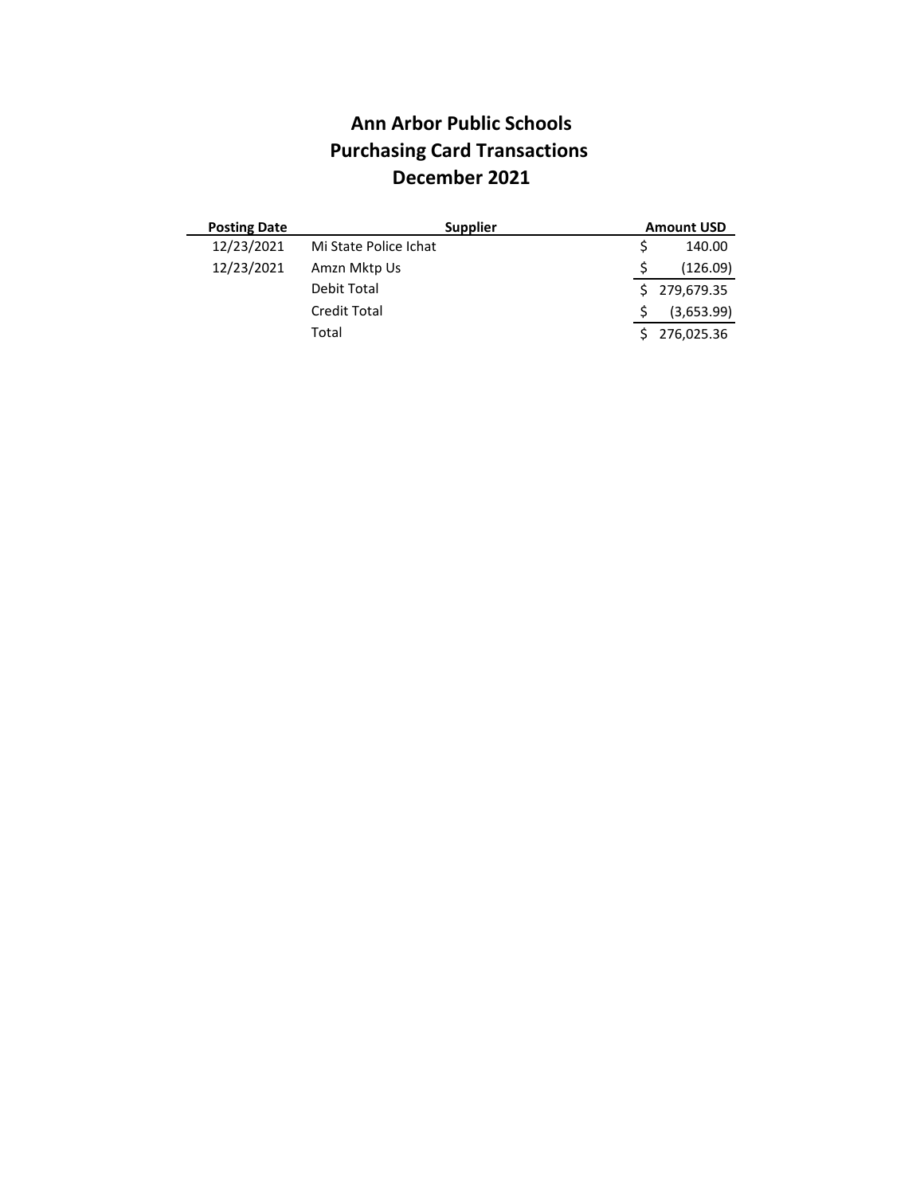# Ann Arbor Public Schools
## Purchasing Card Transactions
## December 2021

| Posting Date | Supplier | Amount USD |
|---|---|---|
| 12/23/2021 | Mi State Police Ichat | $ 140.00 |
| 12/23/2021 | Amzn Mktp Us | $ (126.09) |
| | Debit Total | $ 279,679.35 |
| | Credit Total | $ (3,653.99) |
| | Total | $ 276,025.36 |